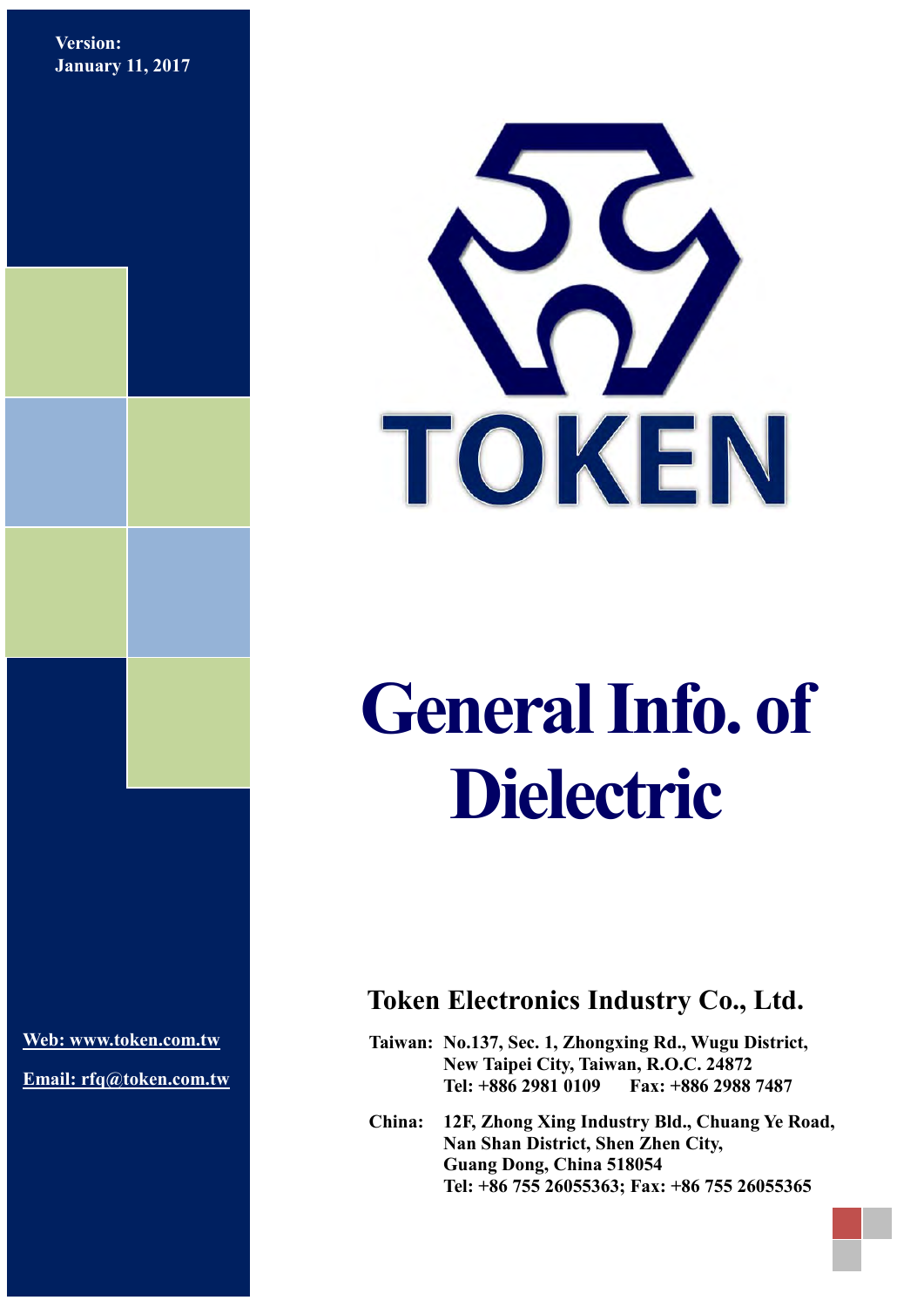Version:
January 11, 2017

TOKEN

# General Info. of Dielectric

## Token Electronics Industry Co., Ltd.

Web: www.token.com.tw

Email: rfq@token.com.tw

**Taiwan:** No.137, Sec. 1, Zhongxing Rd., Wugu District,
New Taipei City, Taiwan, R.O.C. 24872
Tel: +886 2981 0109 Fax: +886 2988 7487

**China:** 12F, Zhong Xing Industry Bld., Chuang Ye Road,
Nan Shan District, Shen Zhen City,
Guang Dong, China 518054
Tel: +86 755 26055363; Fax: +86 755 26055365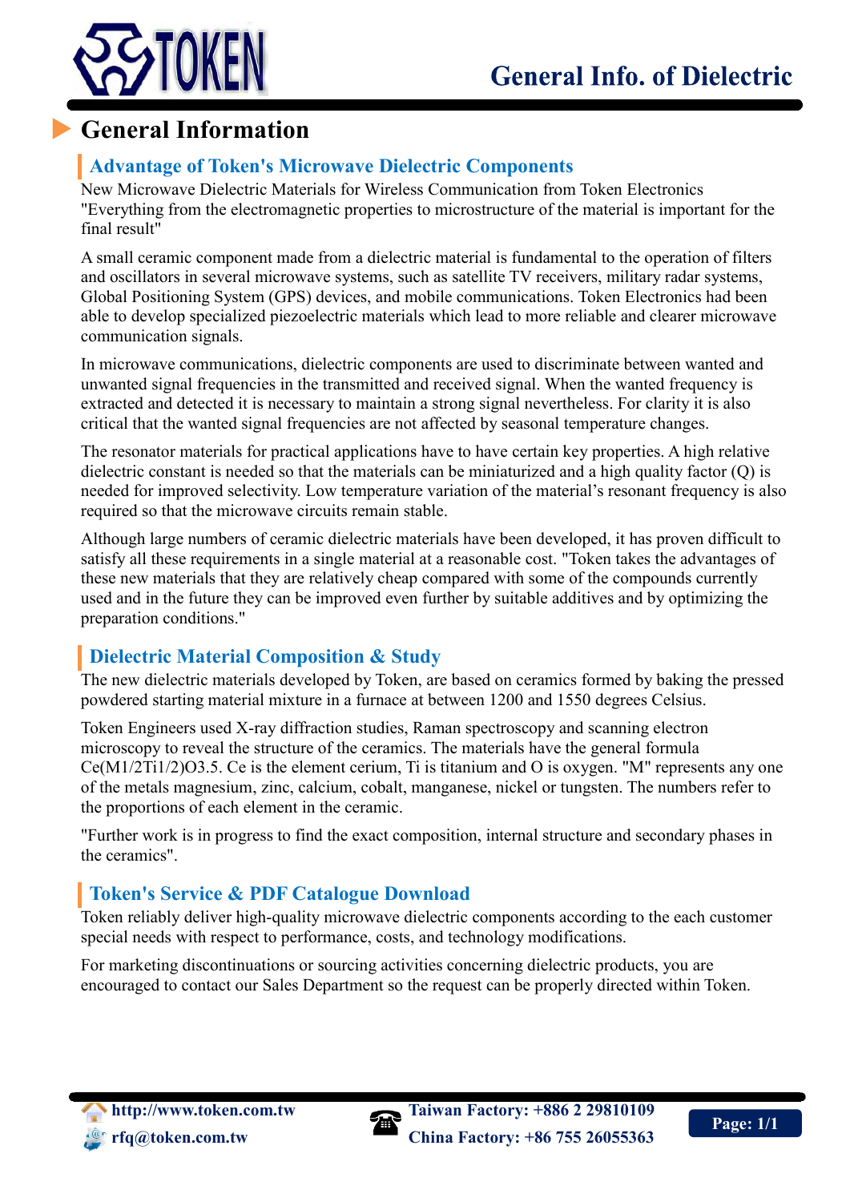# General Information

## Advantage of Token's Microwave Dielectric Components

New Microwave Dielectric Materials for Wireless Communication from Token Electronics
"Everything from the electromagnetic properties to microstructure of the material is important for the final result"

A small ceramic component made from a dielectric material is fundamental to the operation of filters and oscillators in several microwave systems, such as satellite TV receivers, military radar systems, Global Positioning System (GPS) devices, and mobile communications. Token Electronics had been able to develop specialized piezoelectric materials which lead to more reliable and clearer microwave communication signals.

In microwave communications, dielectric components are used to discriminate between wanted and unwanted signal frequencies in the transmitted and received signal. When the wanted frequency is extracted and detected it is necessary to maintain a strong signal nevertheless. For clarity it is also critical that the wanted signal frequencies are not affected by seasonal temperature changes.

The resonator materials for practical applications have to have certain key properties. A high relative dielectric constant is needed so that the materials can be miniaturized and a high quality factor (Q) is needed for improved selectivity. Low temperature variation of the material's resonant frequency is also required so that the microwave circuits remain stable.

Although large numbers of ceramic dielectric materials have been developed, it has proven difficult to satisfy all these requirements in a single material at a reasonable cost. "Token takes the advantages of these new materials that they are relatively cheap compared with some of the compounds currently used and in the future they can be improved even further by suitable additives and by optimizing the preparation conditions."

## Dielectric Material Composition & Study

The new dielectric materials developed by Token, are based on ceramics formed by baking the pressed powdered starting material mixture in a furnace at between 1200 and 1550 degrees Celsius.

Token Engineers used X-ray diffraction studies, Raman spectroscopy and scanning electron microscopy to reveal the structure of the ceramics. The materials have the general formula $Ce(M_{1/2}Ti_{1/2})O_{3.5}$. Ce is the element cerium, Ti is titanium and O is oxygen. "M" represents any one of the metals magnesium, zinc, calcium, cobalt, manganese, nickel or tungsten. The numbers refer to the proportions of each element in the ceramic.

"Further work is in progress to find the exact composition, internal structure and secondary phases in the ceramics".

## Token's Service & PDF Catalogue Download

Token reliably deliver high-quality microwave dielectric components according to the each customer special needs with respect to performance, costs, and technology modifications.

For marketing discontinuations or sourcing activities concerning dielectric products, you are encouraged to contact our Sales Department so the request can be properly directed within Token.